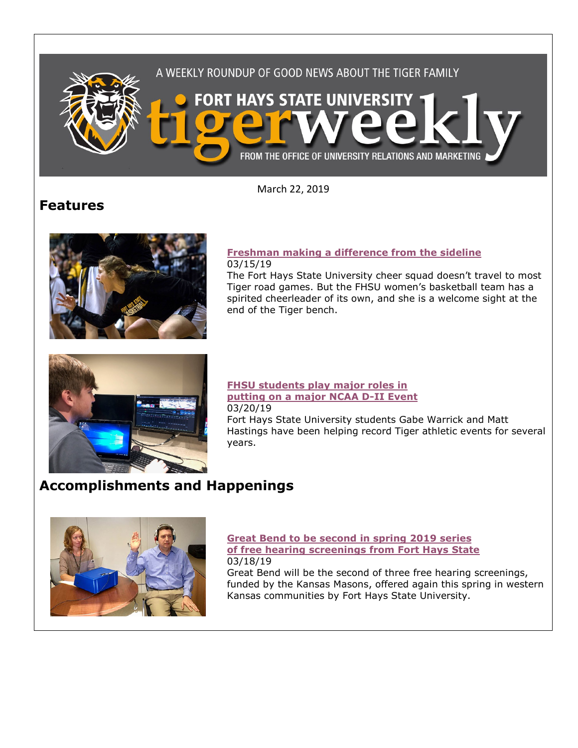A WEEKLY ROUNDUP OF GOOD NEWS ABOUT THE TIGER FAMILY

FORT HAYS STATE UNIVERSITY

# tigerweekly

FROM THE OFFICE OF UNIVERSITY RELATIONS AND MARKETING

March 22, 2019

## Features

**Freshman making a difference from the sideline**

03/15/19

The Fort Hays State University cheer squad doesn't travel to most Tiger road games. But the FHSU women's basketball team has a spirited cheerleader of its own, and she is a welcome sight at the end of the Tiger bench.

**FHSU students play major roles in putting on a major NCAA D-II Event**

03/20/19

Fort Hays State University students Gabe Warrick and Matt Hastings have been helping record Tiger athletic events for several years.

## Accomplishments and Happenings

**Great Bend to be second in spring 2019 series of free hearing screenings from Fort Hays State**

03/18/19

Great Bend will be the second of three free hearing screenings, funded by the Kansas Masons, offered again this spring in western Kansas communities by Fort Hays State University.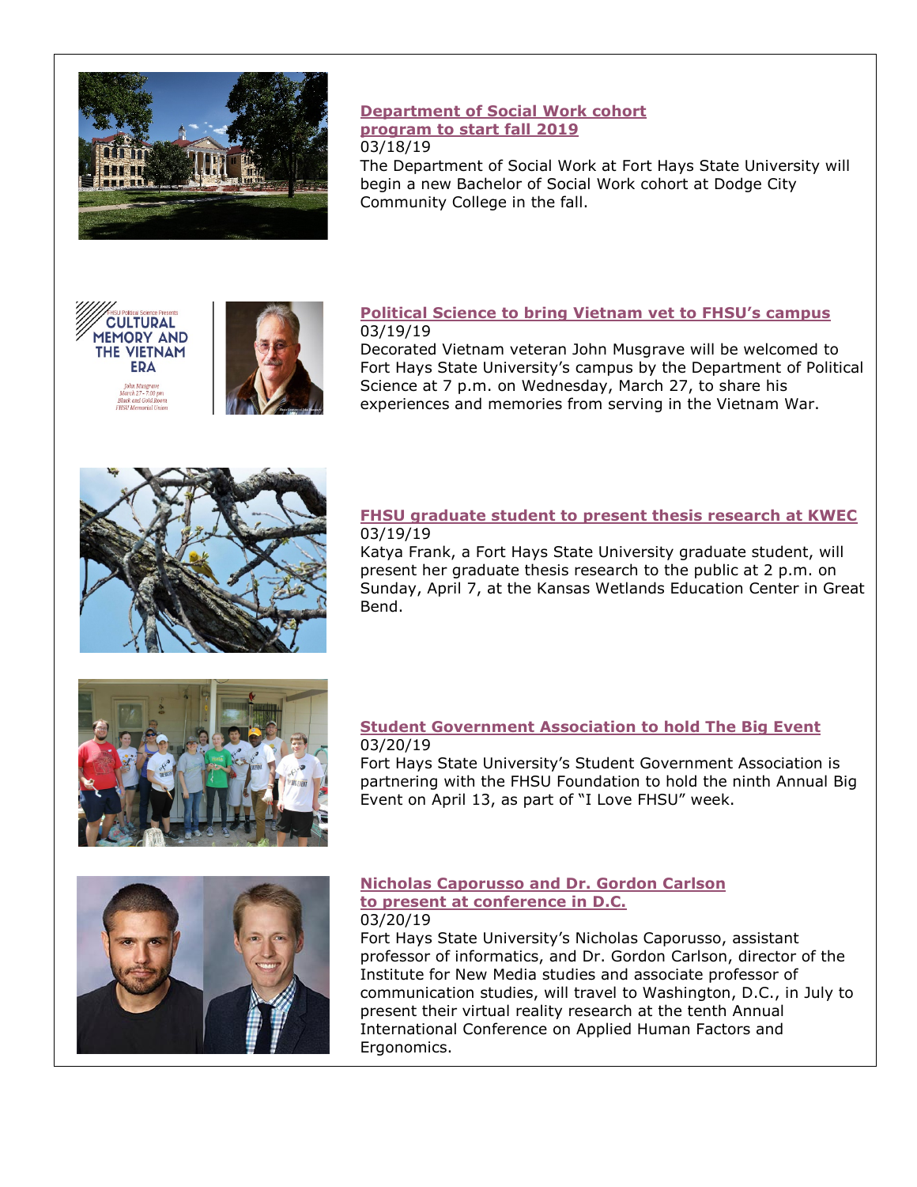### Department of Social Work cohort program to start fall 2019

03/18/19

The Department of Social Work at Fort Hays State University will begin a new Bachelor of Social Work cohort at Dodge City Community College in the fall.

### Political Science to bring Vietnam vet to FHSU's campus

03/19/19

Decorated Vietnam veteran John Musgrave will be welcomed to Fort Hays State University's campus by the Department of Political Science at 7 p.m. on Wednesday, March 27, to share his experiences and memories from serving in the Vietnam War.

### FHSU graduate student to present thesis research at KWEC

03/19/19

Katya Frank, a Fort Hays State University graduate student, will present her graduate thesis research to the public at 2 p.m. on Sunday, April 7, at the Kansas Wetlands Education Center in Great Bend.

### Student Government Association to hold The Big Event

03/20/19

Fort Hays State University's Student Government Association is partnering with the FHSU Foundation to hold the ninth Annual Big Event on April 13, as part of "I Love FHSU" week.

### Nicholas Caporusso and Dr. Gordon Carlson to present at conference in D.C.

03/20/19

Fort Hays State University's Nicholas Caporusso, assistant professor of informatics, and Dr. Gordon Carlson, director of the Institute for New Media studies and associate professor of communication studies, will travel to Washington, D.C., in July to present their virtual reality research at the tenth Annual International Conference on Applied Human Factors and Ergonomics.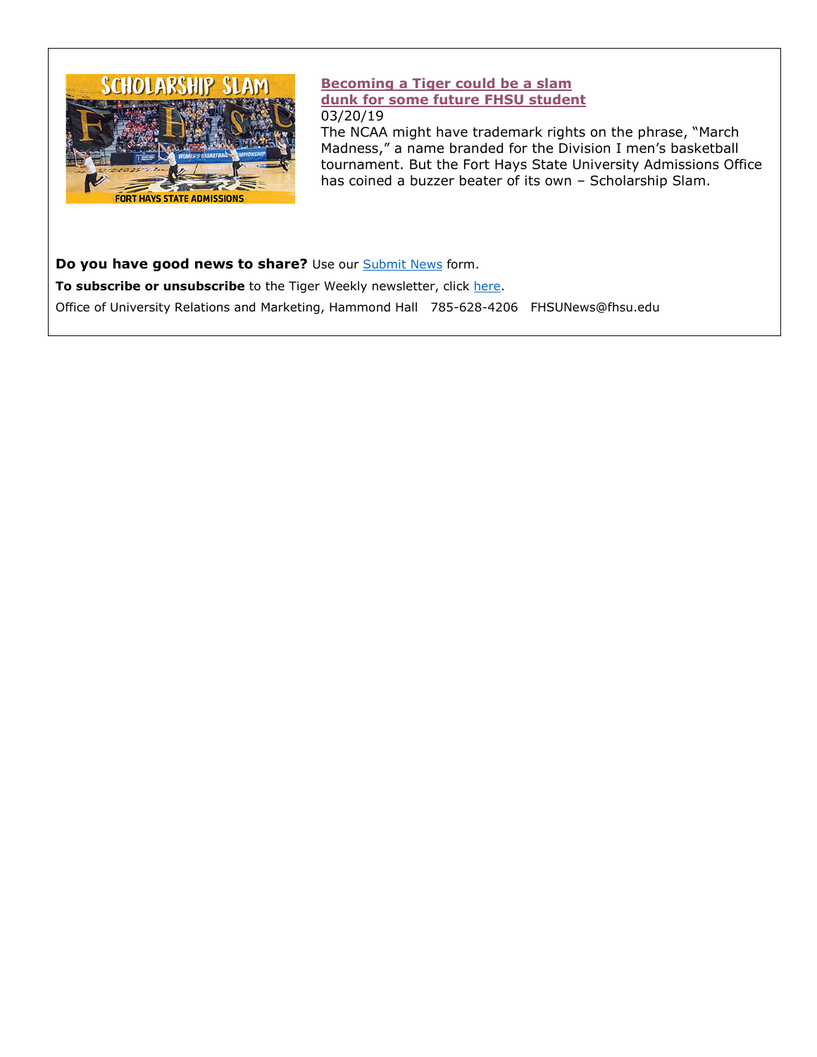**Becoming a Tiger could be a slam dunk for some future FHSU student**

03/20/19

The NCAA might have trademark rights on the phrase, "March Madness," a name branded for the Division I men's basketball tournament. But the Fort Hays State University Admissions Office has coined a buzzer beater of its own – Scholarship Slam.

**Do you have good news to share?** Use our Submit News form.

**To subscribe or unsubscribe** to the Tiger Weekly newsletter, click here.

Office of University Relations and Marketing, Hammond Hall   785-628-4206   FHSUNews@fhsu.edu